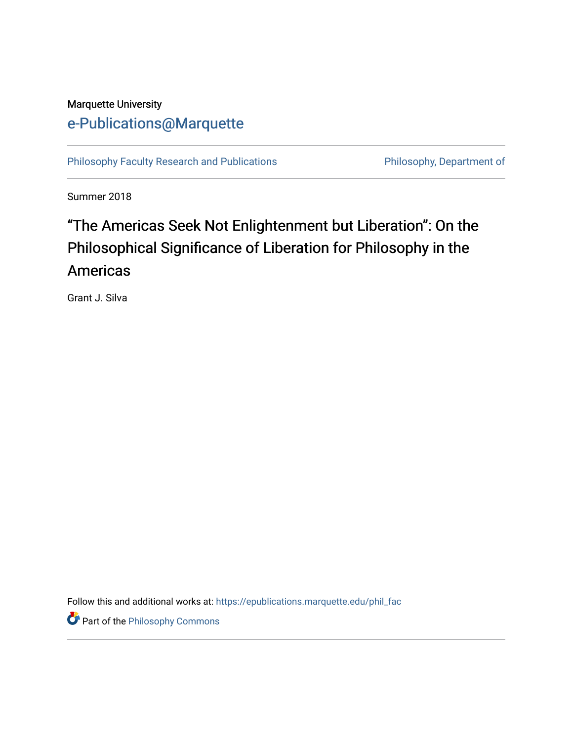Marquette University

e-Publications@Marquette

Philosophy Faculty Research and Publications

Philosophy, Department of

Summer 2018

# “The Americas Seek Not Enlightenment but Liberation”: On the Philosophical Significance of Liberation for Philosophy in the Americas

Grant J. Silva

Follow this and additional works at: https://epublications.marquette.edu/phil_fac

Part of the Philosophy Commons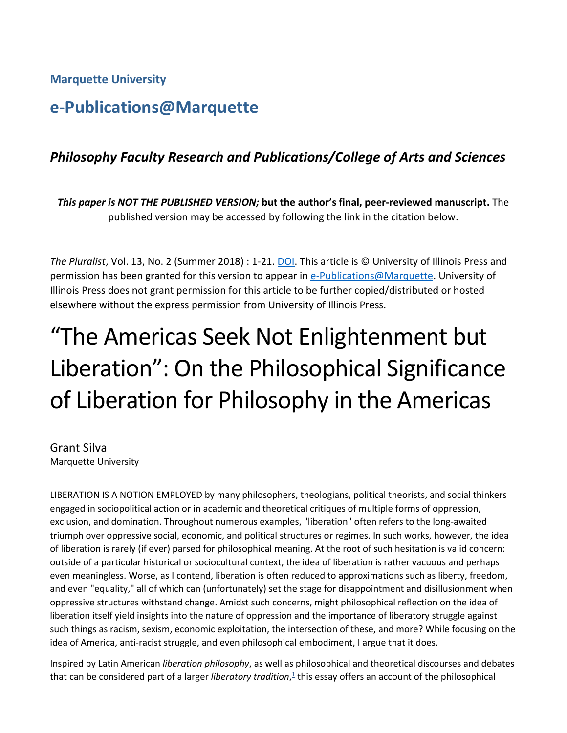**Marquette University**

# e-Publications@Marquette

### *Philosophy Faculty Research and Publications/College of Arts and Sciences*

***This paper is NOT THE PUBLISHED VERSION;* but the author's final, peer-reviewed manuscript.** The published version may be accessed by following the link in the citation below.

*The Pluralist*, Vol. 13, No. 2 (Summer 2018) : 1-21. DOI. This article is © University of Illinois Press and permission has been granted for this version to appear in e-Publications@Marquette. University of Illinois Press does not grant permission for this article to be further copied/distributed or hosted elsewhere without the express permission from University of Illinois Press.

# "The Americas Seek Not Enlightenment but Liberation": On the Philosophical Significance of Liberation for Philosophy in the Americas

Grant Silva
Marquette University

LIBERATION IS A NOTION EMPLOYED by many philosophers, theologians, political theorists, and social thinkers engaged in sociopolitical action or in academic and theoretical critiques of multiple forms of oppression, exclusion, and domination. Throughout numerous examples, "liberation" often refers to the long-awaited triumph over oppressive social, economic, and political structures or regimes. In such works, however, the idea of liberation is rarely (if ever) parsed for philosophical meaning. At the root of such hesitation is valid concern: outside of a particular historical or sociocultural context, the idea of liberation is rather vacuous and perhaps even meaningless. Worse, as I contend, liberation is often reduced to approximations such as liberty, freedom, and even "equality," all of which can (unfortunately) set the stage for disappointment and disillusionment when oppressive structures withstand change. Amidst such concerns, might philosophical reflection on the idea of liberation itself yield insights into the nature of oppression and the importance of liberatory struggle against such things as racism, sexism, economic exploitation, the intersection of these, and more? While focusing on the idea of America, anti-racist struggle, and even philosophical embodiment, I argue that it does.

Inspired by Latin American *liberation philosophy*, as well as philosophical and theoretical discourses and debates that can be considered part of a larger *liberatory tradition*,[1] this essay offers an account of the philosophical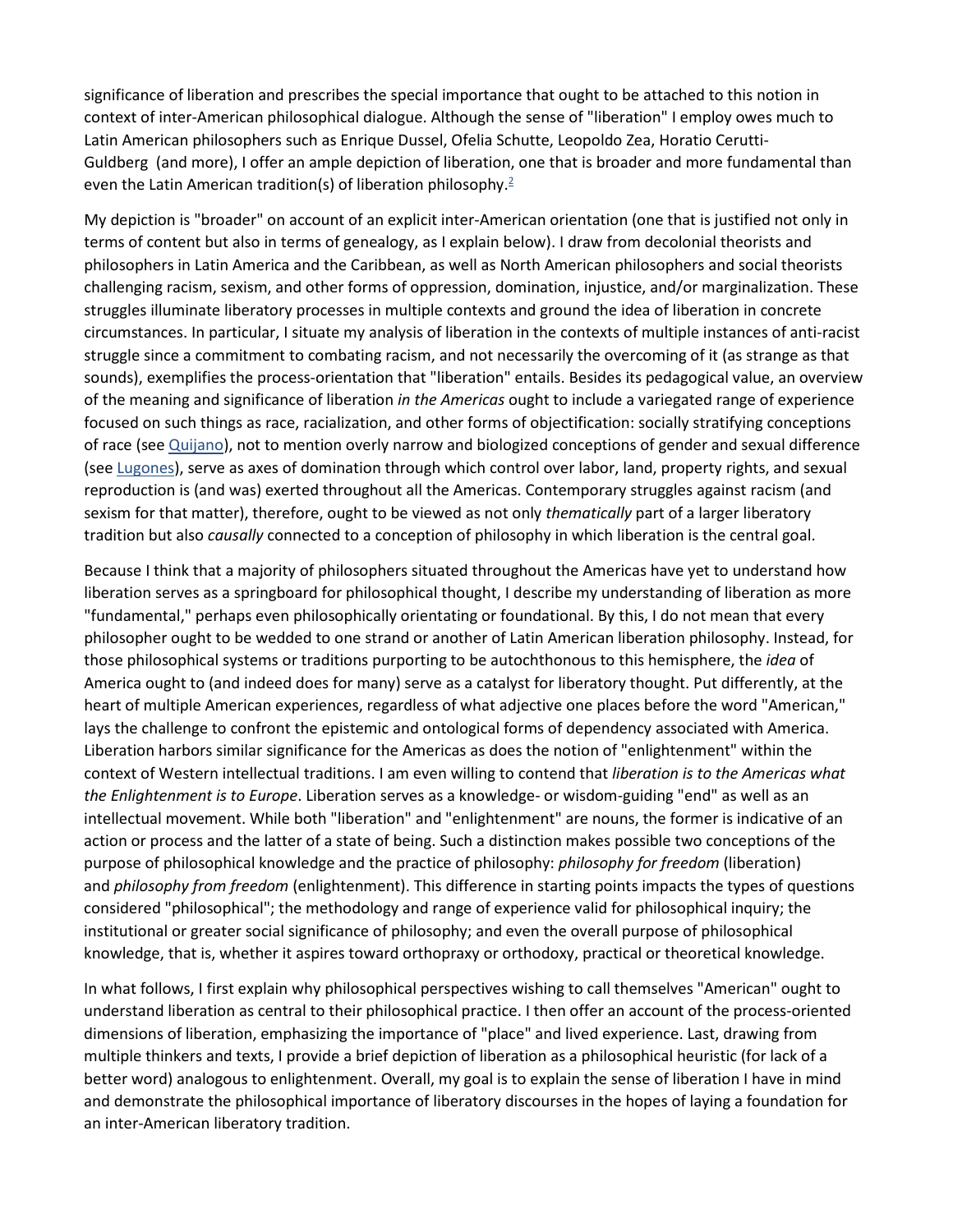significance of liberation and prescribes the special importance that ought to be attached to this notion in context of inter-American philosophical dialogue. Although the sense of "liberation" I employ owes much to Latin American philosophers such as Enrique Dussel, Ofelia Schutte, Leopoldo Zea, Horatio Cerutti-Guldberg (and more), I offer an ample depiction of liberation, one that is broader and more fundamental than even the Latin American tradition(s) of liberation philosophy.[2]

My depiction is "broader" on account of an explicit inter-American orientation (one that is justified not only in terms of content but also in terms of genealogy, as I explain below). I draw from decolonial theorists and philosophers in Latin America and the Caribbean, as well as North American philosophers and social theorists challenging racism, sexism, and other forms of oppression, domination, injustice, and/or marginalization. These struggles illuminate liberatory processes in multiple contexts and ground the idea of liberation in concrete circumstances. In particular, I situate my analysis of liberation in the contexts of multiple instances of anti-racist struggle since a commitment to combating racism, and not necessarily the overcoming of it (as strange as that sounds), exemplifies the process-orientation that "liberation" entails. Besides its pedagogical value, an overview of the meaning and significance of liberation *in the Americas* ought to include a variegated range of experience focused on such things as race, racialization, and other forms of objectification: socially stratifying conceptions of race (see Quijano), not to mention overly narrow and biologized conceptions of gender and sexual difference (see Lugones), serve as axes of domination through which control over labor, land, property rights, and sexual reproduction is (and was) exerted throughout all the Americas. Contemporary struggles against racism (and sexism for that matter), therefore, ought to be viewed as not only *thematically* part of a larger liberatory tradition but also *causally* connected to a conception of philosophy in which liberation is the central goal.

Because I think that a majority of philosophers situated throughout the Americas have yet to understand how liberation serves as a springboard for philosophical thought, I describe my understanding of liberation as more "fundamental," perhaps even philosophically orientating or foundational. By this, I do not mean that every philosopher ought to be wedded to one strand or another of Latin American liberation philosophy. Instead, for those philosophical systems or traditions purporting to be autochthonous to this hemisphere, the *idea* of America ought to (and indeed does for many) serve as a catalyst for liberatory thought. Put differently, at the heart of multiple American experiences, regardless of what adjective one places before the word "American," lays the challenge to confront the epistemic and ontological forms of dependency associated with America. Liberation harbors similar significance for the Americas as does the notion of "enlightenment" within the context of Western intellectual traditions. I am even willing to contend that *liberation is to the Americas what the Enlightenment is to Europe*. Liberation serves as a knowledge- or wisdom-guiding "end" as well as an intellectual movement. While both "liberation" and "enlightenment" are nouns, the former is indicative of an action or process and the latter of a state of being. Such a distinction makes possible two conceptions of the purpose of philosophical knowledge and the practice of philosophy: *philosophy for freedom* (liberation) and *philosophy from freedom* (enlightenment). This difference in starting points impacts the types of questions considered "philosophical"; the methodology and range of experience valid for philosophical inquiry; the institutional or greater social significance of philosophy; and even the overall purpose of philosophical knowledge, that is, whether it aspires toward orthopraxy or orthodoxy, practical or theoretical knowledge.

In what follows, I first explain why philosophical perspectives wishing to call themselves "American" ought to understand liberation as central to their philosophical practice. I then offer an account of the process-oriented dimensions of liberation, emphasizing the importance of "place" and lived experience. Last, drawing from multiple thinkers and texts, I provide a brief depiction of liberation as a philosophical heuristic (for lack of a better word) analogous to enlightenment. Overall, my goal is to explain the sense of liberation I have in mind and demonstrate the philosophical importance of liberatory discourses in the hopes of laying a foundation for an inter-American liberatory tradition.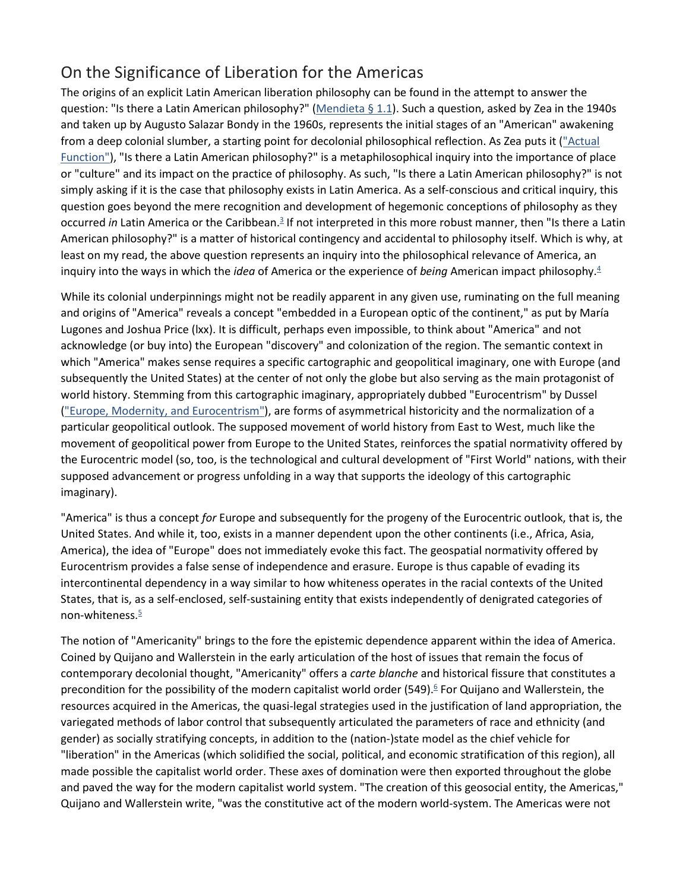## On the Significance of Liberation for the Americas

The origins of an explicit Latin American liberation philosophy can be found in the attempt to answer the question: "Is there a Latin American philosophy?" (Mendieta § 1.1). Such a question, asked by Zea in the 1940s and taken up by Augusto Salazar Bondy in the 1960s, represents the initial stages of an "American" awakening from a deep colonial slumber, a starting point for decolonial philosophical reflection. As Zea puts it ("Actual Function"), "Is there a Latin American philosophy?" is a metaphilosophical inquiry into the importance of place or "culture" and its impact on the practice of philosophy. As such, "Is there a Latin American philosophy?" is not simply asking if it is the case that philosophy exists in Latin America. As a self-conscious and critical inquiry, this question goes beyond the mere recognition and development of hegemonic conceptions of philosophy as they occurred *in* Latin America or the Caribbean.[3] If not interpreted in this more robust manner, then "Is there a Latin American philosophy?" is a matter of historical contingency and accidental to philosophy itself. Which is why, at least on my read, the above question represents an inquiry into the philosophical relevance of America, an inquiry into the ways in which the *idea* of America or the experience of *being* American impact philosophy.[4]

While its colonial underpinnings might not be readily apparent in any given use, ruminating on the full meaning and origins of "America" reveals a concept "embedded in a European optic of the continent," as put by María Lugones and Joshua Price (lxx). It is difficult, perhaps even impossible, to think about "America" and not acknowledge (or buy into) the European "discovery" and colonization of the region. The semantic context in which "America" makes sense requires a specific cartographic and geopolitical imaginary, one with Europe (and subsequently the United States) at the center of not only the globe but also serving as the main protagonist of world history. Stemming from this cartographic imaginary, appropriately dubbed "Eurocentrism" by Dussel ("Europe, Modernity, and Eurocentrism"), are forms of asymmetrical historicity and the normalization of a particular geopolitical outlook. The supposed movement of world history from East to West, much like the movement of geopolitical power from Europe to the United States, reinforces the spatial normativity offered by the Eurocentric model (so, too, is the technological and cultural development of "First World" nations, with their supposed advancement or progress unfolding in a way that supports the ideology of this cartographic imaginary).

"America" is thus a concept *for* Europe and subsequently for the progeny of the Eurocentric outlook, that is, the United States. And while it, too, exists in a manner dependent upon the other continents (i.e., Africa, Asia, America), the idea of "Europe" does not immediately evoke this fact. The geospatial normativity offered by Eurocentrism provides a false sense of independence and erasure. Europe is thus capable of evading its intercontinental dependency in a way similar to how whiteness operates in the racial contexts of the United States, that is, as a self-enclosed, self-sustaining entity that exists independently of denigrated categories of non-whiteness.[5]

The notion of "Americanity" brings to the fore the epistemic dependence apparent within the idea of America. Coined by Quijano and Wallerstein in the early articulation of the host of issues that remain the focus of contemporary decolonial thought, "Americanity" offers a *carte blanche* and historical fissure that constitutes a precondition for the possibility of the modern capitalist world order (549).[6] For Quijano and Wallerstein, the resources acquired in the Americas, the quasi-legal strategies used in the justification of land appropriation, the variegated methods of labor control that subsequently articulated the parameters of race and ethnicity (and gender) as socially stratifying concepts, in addition to the (nation-)state model as the chief vehicle for "liberation" in the Americas (which solidified the social, political, and economic stratification of this region), all made possible the capitalist world order. These axes of domination were then exported throughout the globe and paved the way for the modern capitalist world system. "The creation of this geosocial entity, the Americas," Quijano and Wallerstein write, "was the constitutive act of the modern world-system. The Americas were not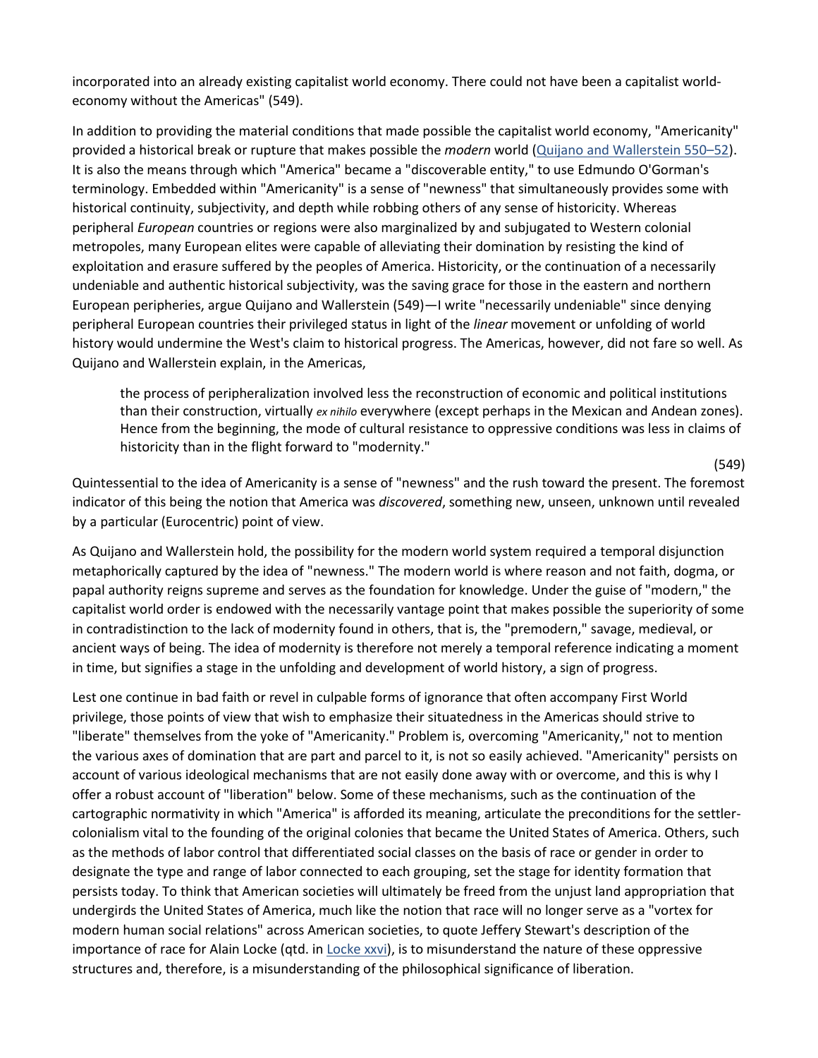incorporated into an already existing capitalist world economy. There could not have been a capitalist world-economy without the Americas" (549).

In addition to providing the material conditions that made possible the capitalist world economy, "Americanity" provided a historical break or rupture that makes possible the *modern* world (Quijano and Wallerstein 550–52). It is also the means through which "America" became a "discoverable entity," to use Edmundo O'Gorman's terminology. Embedded within "Americanity" is a sense of "newness" that simultaneously provides some with historical continuity, subjectivity, and depth while robbing others of any sense of historicity. Whereas peripheral *European* countries or regions were also marginalized by and subjugated to Western colonial metropoles, many European elites were capable of alleviating their domination by resisting the kind of exploitation and erasure suffered by the peoples of America. Historicity, or the continuation of a necessarily undeniable and authentic historical subjectivity, was the saving grace for those in the eastern and northern European peripheries, argue Quijano and Wallerstein (549)—I write "necessarily undeniable" since denying peripheral European countries their privileged status in light of the *linear* movement or unfolding of world history would undermine the West's claim to historical progress. The Americas, however, did not fare so well. As Quijano and Wallerstein explain, in the Americas,

> the process of peripheralization involved less the reconstruction of economic and political institutions than their construction, virtually *ex nihilo* everywhere (except perhaps in the Mexican and Andean zones). Hence from the beginning, the mode of cultural resistance to oppressive conditions was less in claims of historicity than in the flight forward to "modernity."
>
> (549)

Quintessential to the idea of Americanity is a sense of "newness" and the rush toward the present. The foremost indicator of this being the notion that America was *discovered*, something new, unseen, unknown until revealed by a particular (Eurocentric) point of view.

As Quijano and Wallerstein hold, the possibility for the modern world system required a temporal disjunction metaphorically captured by the idea of "newness." The modern world is where reason and not faith, dogma, or papal authority reigns supreme and serves as the foundation for knowledge. Under the guise of "modern," the capitalist world order is endowed with the necessarily vantage point that makes possible the superiority of some in contradistinction to the lack of modernity found in others, that is, the "premodern," savage, medieval, or ancient ways of being. The idea of modernity is therefore not merely a temporal reference indicating a moment in time, but signifies a stage in the unfolding and development of world history, a sign of progress.

Lest one continue in bad faith or revel in culpable forms of ignorance that often accompany First World privilege, those points of view that wish to emphasize their situatedness in the Americas should strive to "liberate" themselves from the yoke of "Americanity." Problem is, overcoming "Americanity," not to mention the various axes of domination that are part and parcel to it, is not so easily achieved. "Americanity" persists on account of various ideological mechanisms that are not easily done away with or overcome, and this is why I offer a robust account of "liberation" below. Some of these mechanisms, such as the continuation of the cartographic normativity in which "America" is afforded its meaning, articulate the preconditions for the settler-colonialism vital to the founding of the original colonies that became the United States of America. Others, such as the methods of labor control that differentiated social classes on the basis of race or gender in order to designate the type and range of labor connected to each grouping, set the stage for identity formation that persists today. To think that American societies will ultimately be freed from the unjust land appropriation that undergirds the United States of America, much like the notion that race will no longer serve as a "vortex for modern human social relations" across American societies, to quote Jeffery Stewart's description of the importance of race for Alain Locke (qtd. in Locke xxvi), is to misunderstand the nature of these oppressive structures and, therefore, is a misunderstanding of the philosophical significance of liberation.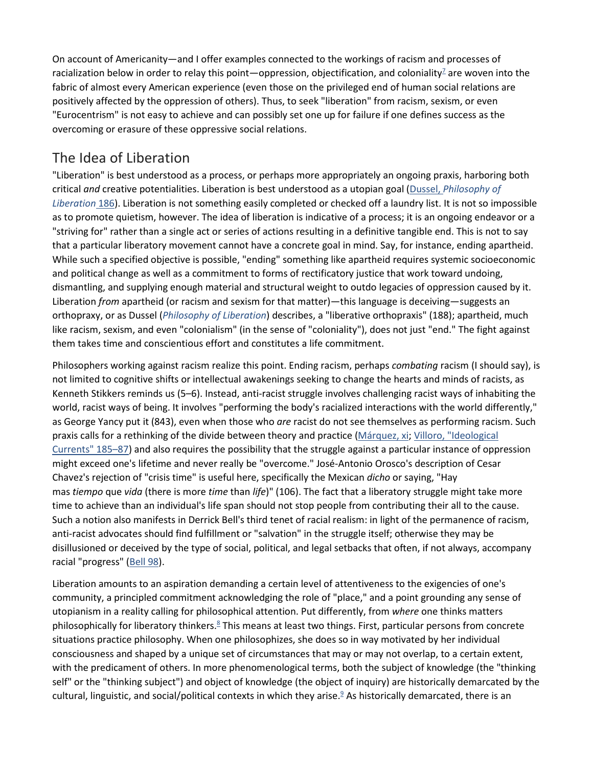On account of Americanity—and I offer examples connected to the workings of racism and processes of racialization below in order to relay this point—oppression, objectification, and coloniality[7] are woven into the fabric of almost every American experience (even those on the privileged end of human social relations are positively affected by the oppression of others). Thus, to seek "liberation" from racism, sexism, or even "Eurocentrism" is not easy to achieve and can possibly set one up for failure if one defines success as the overcoming or erasure of these oppressive social relations.

## The Idea of Liberation

"Liberation" is best understood as a process, or perhaps more appropriately an ongoing praxis, harboring both critical *and* creative potentialities. Liberation is best understood as a utopian goal (Dussel, *Philosophy of Liberation* 186). Liberation is not something easily completed or checked off a laundry list. It is not so impossible as to promote quietism, however. The idea of liberation is indicative of a process; it is an ongoing endeavor or a "striving for" rather than a single act or series of actions resulting in a definitive tangible end. This is not to say that a particular liberatory movement cannot have a concrete goal in mind. Say, for instance, ending apartheid. While such a specified objective is possible, "ending" something like apartheid requires systemic socioeconomic and political change as well as a commitment to forms of rectificatory justice that work toward undoing, dismantling, and supplying enough material and structural weight to outdo legacies of oppression caused by it. Liberation *from* apartheid (or racism and sexism for that matter)—this language is deceiving—suggests an orthopraxy, or as Dussel (*Philosophy of Liberation*) describes, a "liberative orthopraxis" (188); apartheid, much like racism, sexism, and even "colonialism" (in the sense of "coloniality"), does not just "end." The fight against them takes time and conscientious effort and constitutes a life commitment.

Philosophers working against racism realize this point. Ending racism, perhaps *combating* racism (I should say), is not limited to cognitive shifts or intellectual awakenings seeking to change the hearts and minds of racists, as Kenneth Stikkers reminds us (5–6). Instead, anti-racist struggle involves challenging racist ways of inhabiting the world, racist ways of being. It involves "performing the body's racialized interactions with the world differently," as George Yancy put it (843), even when those who *are* racist do not see themselves as performing racism. Such praxis calls for a rethinking of the divide between theory and practice (Márquez, xi; Villoro, "Ideological Currents" 185–87) and also requires the possibility that the struggle against a particular instance of oppression might exceed one's lifetime and never really be "overcome." José-Antonio Orosco's description of Cesar Chavez's rejection of "crisis time" is useful here, specifically the Mexican *dicho* or saying, "Hay mas *tiempo* que *vida* (there is more *time* than *life*)" (106). The fact that a liberatory struggle might take more time to achieve than an individual's life span should not stop people from contributing their all to the cause. Such a notion also manifests in Derrick Bell's third tenet of racial realism: in light of the permanence of racism, anti-racist advocates should find fulfillment or "salvation" in the struggle itself; otherwise they may be disillusioned or deceived by the type of social, political, and legal setbacks that often, if not always, accompany racial "progress" (Bell 98).

Liberation amounts to an aspiration demanding a certain level of attentiveness to the exigencies of one's community, a principled commitment acknowledging the role of "place," and a point grounding any sense of utopianism in a reality calling for philosophical attention. Put differently, from *where* one thinks matters philosophically for liberatory thinkers.[8] This means at least two things. First, particular persons from concrete situations practice philosophy. When one philosophizes, she does so in way motivated by her individual consciousness and shaped by a unique set of circumstances that may or may not overlap, to a certain extent, with the predicament of others. In more phenomenological terms, both the subject of knowledge (the "thinking self" or the "thinking subject") and object of knowledge (the object of inquiry) are historically demarcated by the cultural, linguistic, and social/political contexts in which they arise.[9] As historically demarcated, there is an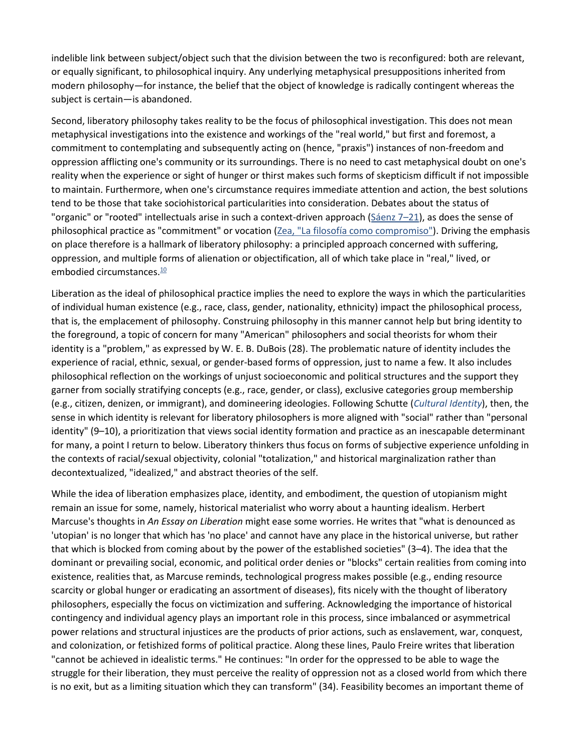indelible link between subject/object such that the division between the two is reconfigured: both are relevant, or equally significant, to philosophical inquiry. Any underlying metaphysical presuppositions inherited from modern philosophy—for instance, the belief that the object of knowledge is radically contingent whereas the subject is certain—is abandoned.

Second, liberatory philosophy takes reality to be the focus of philosophical investigation. This does not mean metaphysical investigations into the existence and workings of the "real world," but first and foremost, a commitment to contemplating and subsequently acting on (hence, "praxis") instances of non-freedom and oppression afflicting one's community or its surroundings. There is no need to cast metaphysical doubt on one's reality when the experience or sight of hunger or thirst makes such forms of skepticism difficult if not impossible to maintain. Furthermore, when one's circumstance requires immediate attention and action, the best solutions tend to be those that take sociohistorical particularities into consideration. Debates about the status of "organic" or "rooted" intellectuals arise in such a context-driven approach (Sáenz 7–21), as does the sense of philosophical practice as "commitment" or vocation (Zea, "La filosofía como compromiso"). Driving the emphasis on place therefore is a hallmark of liberatory philosophy: a principled approach concerned with suffering, oppression, and multiple forms of alienation or objectification, all of which take place in "real," lived, or embodied circumstances.[10]

Liberation as the ideal of philosophical practice implies the need to explore the ways in which the particularities of individual human existence (e.g., race, class, gender, nationality, ethnicity) impact the philosophical process, that is, the emplacement of philosophy. Construing philosophy in this manner cannot help but bring identity to the foreground, a topic of concern for many "American" philosophers and social theorists for whom their identity is a "problem," as expressed by W. E. B. DuBois (28). The problematic nature of identity includes the experience of racial, ethnic, sexual, or gender-based forms of oppression, just to name a few. It also includes philosophical reflection on the workings of unjust socioeconomic and political structures and the support they garner from socially stratifying concepts (e.g., race, gender, or class), exclusive categories group membership (e.g., citizen, denizen, or immigrant), and domineering ideologies. Following Schutte (*Cultural Identity*), then, the sense in which identity is relevant for liberatory philosophers is more aligned with "social" rather than "personal identity" (9–10), a prioritization that views social identity formation and practice as an inescapable determinant for many, a point I return to below. Liberatory thinkers thus focus on forms of subjective experience unfolding in the contexts of racial/sexual objectivity, colonial "totalization," and historical marginalization rather than decontextualized, "idealized," and abstract theories of the self.

While the idea of liberation emphasizes place, identity, and embodiment, the question of utopianism might remain an issue for some, namely, historical materialist who worry about a haunting idealism. Herbert Marcuse's thoughts in *An Essay on Liberation* might ease some worries. He writes that "what is denounced as 'utopian' is no longer that which has 'no place' and cannot have any place in the historical universe, but rather that which is blocked from coming about by the power of the established societies" (3–4). The idea that the dominant or prevailing social, economic, and political order denies or "blocks" certain realities from coming into existence, realities that, as Marcuse reminds, technological progress makes possible (e.g., ending resource scarcity or global hunger or eradicating an assortment of diseases), fits nicely with the thought of liberatory philosophers, especially the focus on victimization and suffering. Acknowledging the importance of historical contingency and individual agency plays an important role in this process, since imbalanced or asymmetrical power relations and structural injustices are the products of prior actions, such as enslavement, war, conquest, and colonization, or fetishized forms of political practice. Along these lines, Paulo Freire writes that liberation "cannot be achieved in idealistic terms." He continues: "In order for the oppressed to be able to wage the struggle for their liberation, they must perceive the reality of oppression not as a closed world from which there is no exit, but as a limiting situation which they can transform" (34). Feasibility becomes an important theme of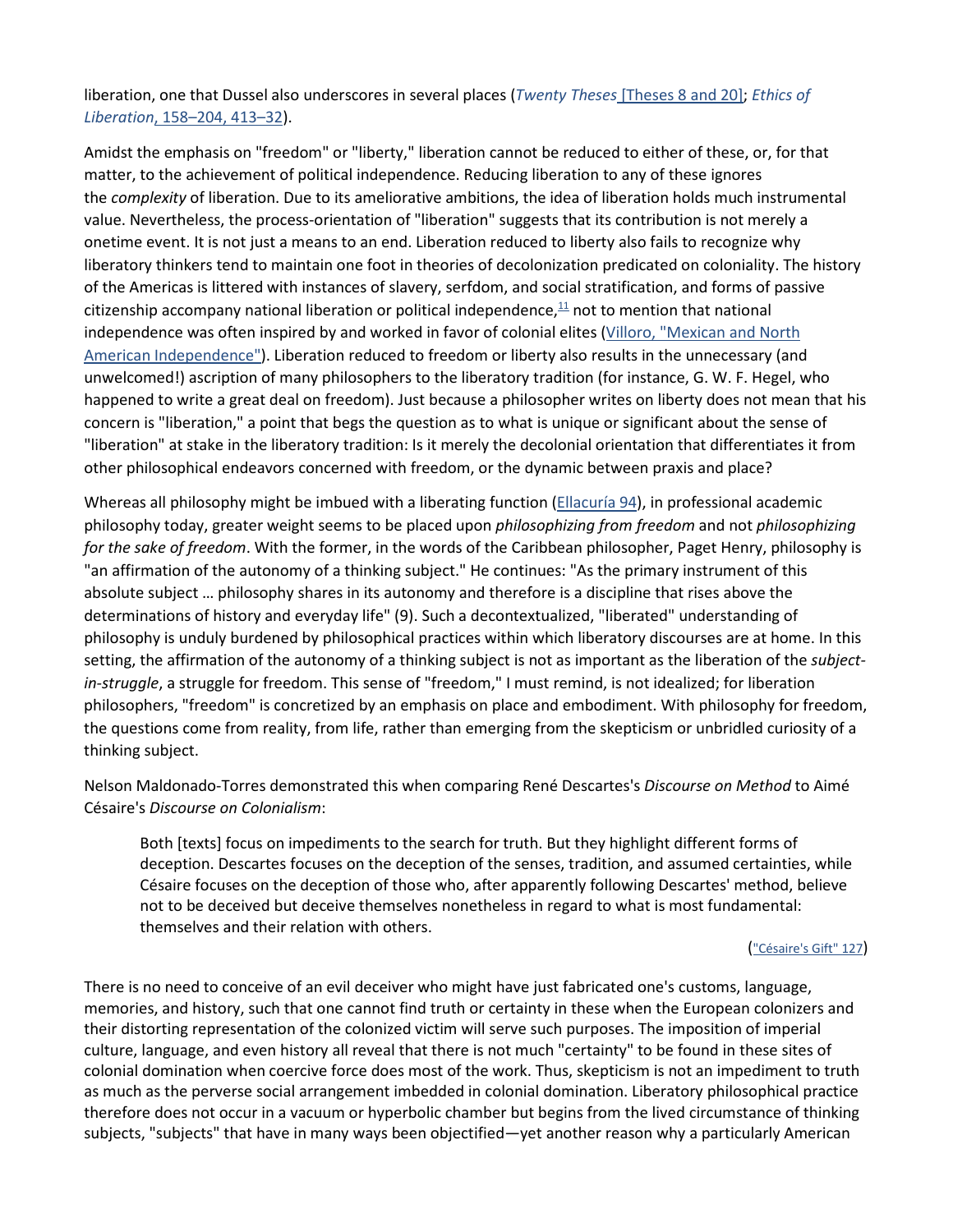liberation, one that Dussel also underscores in several places (*Twenty Theses* [Theses 8 and 20]; *Ethics of Liberation*, 158–204, 413–32).

Amidst the emphasis on "freedom" or "liberty," liberation cannot be reduced to either of these, or, for that matter, to the achievement of political independence. Reducing liberation to any of these ignores the *complexity* of liberation. Due to its ameliorative ambitions, the idea of liberation holds much instrumental value. Nevertheless, the process-orientation of "liberation" suggests that its contribution is not merely a onetime event. It is not just a means to an end. Liberation reduced to liberty also fails to recognize why liberatory thinkers tend to maintain one foot in theories of decolonization predicated on coloniality. The history of the Americas is littered with instances of slavery, serfdom, and social stratification, and forms of passive citizenship accompany national liberation or political independence,[11] not to mention that national independence was often inspired by and worked in favor of colonial elites (Villoro, "Mexican and North American Independence"). Liberation reduced to freedom or liberty also results in the unnecessary (and unwelcomed!) ascription of many philosophers to the liberatory tradition (for instance, G. W. F. Hegel, who happened to write a great deal on freedom). Just because a philosopher writes on liberty does not mean that his concern is "liberation," a point that begs the question as to what is unique or significant about the sense of "liberation" at stake in the liberatory tradition: Is it merely the decolonial orientation that differentiates it from other philosophical endeavors concerned with freedom, or the dynamic between praxis and place?

Whereas all philosophy might be imbued with a liberating function (Ellacuría 94), in professional academic philosophy today, greater weight seems to be placed upon *philosophizing from freedom* and not *philosophizing for the sake of freedom*. With the former, in the words of the Caribbean philosopher, Paget Henry, philosophy is "an affirmation of the autonomy of a thinking subject." He continues: "As the primary instrument of this absolute subject … philosophy shares in its autonomy and therefore is a discipline that rises above the determinations of history and everyday life" (9). Such a decontextualized, "liberated" understanding of philosophy is unduly burdened by philosophical practices within which liberatory discourses are at home. In this setting, the affirmation of the autonomy of a thinking subject is not as important as the liberation of the *subject-in-struggle*, a struggle for freedom. This sense of "freedom," I must remind, is not idealized; for liberation philosophers, "freedom" is concretized by an emphasis on place and embodiment. With philosophy for freedom, the questions come from reality, from life, rather than emerging from the skepticism or unbridled curiosity of a thinking subject.

Nelson Maldonado-Torres demonstrated this when comparing René Descartes's *Discourse on Method* to Aimé Césaire's *Discourse on Colonialism*:

> Both [texts] focus on impediments to the search for truth. But they highlight different forms of deception. Descartes focuses on the deception of the senses, tradition, and assumed certainties, while Césaire focuses on the deception of those who, after apparently following Descartes' method, believe not to be deceived but deceive themselves nonetheless in regard to what is most fundamental: themselves and their relation with others.
>
> ("Césaire's Gift" 127)

There is no need to conceive of an evil deceiver who might have just fabricated one's customs, language, memories, and history, such that one cannot find truth or certainty in these when the European colonizers and their distorting representation of the colonized victim will serve such purposes. The imposition of imperial culture, language, and even history all reveal that there is not much "certainty" to be found in these sites of colonial domination when coercive force does most of the work. Thus, skepticism is not an impediment to truth as much as the perverse social arrangement imbedded in colonial domination. Liberatory philosophical practice therefore does not occur in a vacuum or hyperbolic chamber but begins from the lived circumstance of thinking subjects, "subjects" that have in many ways been objectified—yet another reason why a particularly American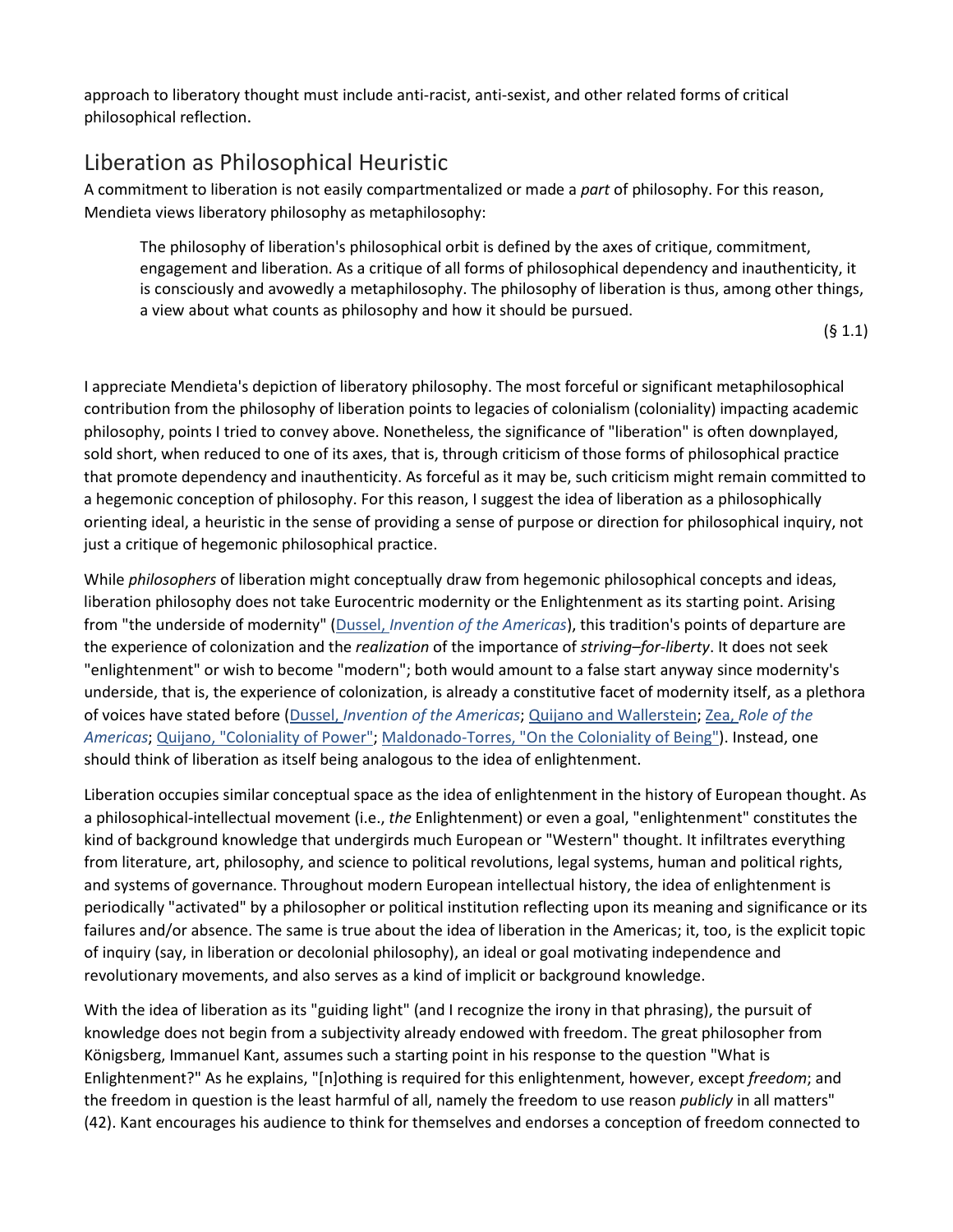approach to liberatory thought must include anti-racist, anti-sexist, and other related forms of critical philosophical reflection.

## Liberation as Philosophical Heuristic

A commitment to liberation is not easily compartmentalized or made a *part* of philosophy. For this reason, Mendieta views liberatory philosophy as metaphilosophy:

> The philosophy of liberation's philosophical orbit is defined by the axes of critique, commitment, engagement and liberation. As a critique of all forms of philosophical dependency and inauthenticity, it is consciously and avowedly a metaphilosophy. The philosophy of liberation is thus, among other things, a view about what counts as philosophy and how it should be pursued.
>
> (§ 1.1)

I appreciate Mendieta's depiction of liberatory philosophy. The most forceful or significant metaphilosophical contribution from the philosophy of liberation points to legacies of colonialism (coloniality) impacting academic philosophy, points I tried to convey above. Nonetheless, the significance of "liberation" is often downplayed, sold short, when reduced to one of its axes, that is, through criticism of those forms of philosophical practice that promote dependency and inauthenticity. As forceful as it may be, such criticism might remain committed to a hegemonic conception of philosophy. For this reason, I suggest the idea of liberation as a philosophically orienting ideal, a heuristic in the sense of providing a sense of purpose or direction for philosophical inquiry, not just a critique of hegemonic philosophical practice.

While *philosophers* of liberation might conceptually draw from hegemonic philosophical concepts and ideas, liberation philosophy does not take Eurocentric modernity or the Enlightenment as its starting point. Arising from "the underside of modernity" (Dussel, *Invention of the Americas*), this tradition's points of departure are the experience of colonization and the *realization* of the importance of *striving–for-liberty*. It does not seek "enlightenment" or wish to become "modern"; both would amount to a false start anyway since modernity's underside, that is, the experience of colonization, is already a constitutive facet of modernity itself, as a plethora of voices have stated before (Dussel, *Invention of the Americas*; Quijano and Wallerstein; Zea, *Role of the Americas*; Quijano, "Coloniality of Power"; Maldonado-Torres, "On the Coloniality of Being"). Instead, one should think of liberation as itself being analogous to the idea of enlightenment.

Liberation occupies similar conceptual space as the idea of enlightenment in the history of European thought. As a philosophical-intellectual movement (i.e., *the* Enlightenment) or even a goal, "enlightenment" constitutes the kind of background knowledge that undergirds much European or "Western" thought. It infiltrates everything from literature, art, philosophy, and science to political revolutions, legal systems, human and political rights, and systems of governance. Throughout modern European intellectual history, the idea of enlightenment is periodically "activated" by a philosopher or political institution reflecting upon its meaning and significance or its failures and/or absence. The same is true about the idea of liberation in the Americas; it, too, is the explicit topic of inquiry (say, in liberation or decolonial philosophy), an ideal or goal motivating independence and revolutionary movements, and also serves as a kind of implicit or background knowledge.

With the idea of liberation as its "guiding light" (and I recognize the irony in that phrasing), the pursuit of knowledge does not begin from a subjectivity already endowed with freedom. The great philosopher from Königsberg, Immanuel Kant, assumes such a starting point in his response to the question "What is Enlightenment?" As he explains, "[n]othing is required for this enlightenment, however, except *freedom*; and the freedom in question is the least harmful of all, namely the freedom to use reason *publicly* in all matters" (42). Kant encourages his audience to think for themselves and endorses a conception of freedom connected to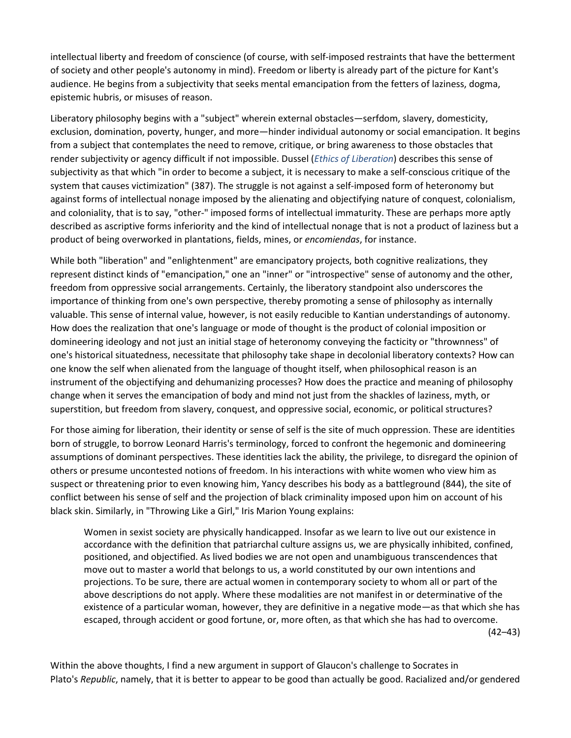intellectual liberty and freedom of conscience (of course, with self-imposed restraints that have the betterment of society and other people's autonomy in mind). Freedom or liberty is already part of the picture for Kant's audience. He begins from a subjectivity that seeks mental emancipation from the fetters of laziness, dogma, epistemic hubris, or misuses of reason.

Liberatory philosophy begins with a "subject" wherein external obstacles—serfdom, slavery, domesticity, exclusion, domination, poverty, hunger, and more—hinder individual autonomy or social emancipation. It begins from a subject that contemplates the need to remove, critique, or bring awareness to those obstacles that render subjectivity or agency difficult if not impossible. Dussel (*Ethics of Liberation*) describes this sense of subjectivity as that which "in order to become a subject, it is necessary to make a self-conscious critique of the system that causes victimization" (387). The struggle is not against a self-imposed form of heteronomy but against forms of intellectual nonage imposed by the alienating and objectifying nature of conquest, colonialism, and coloniality, that is to say, "other-" imposed forms of intellectual immaturity. These are perhaps more aptly described as ascriptive forms inferiority and the kind of intellectual nonage that is not a product of laziness but a product of being overworked in plantations, fields, mines, or *encomiendas*, for instance.

While both "liberation" and "enlightenment" are emancipatory projects, both cognitive realizations, they represent distinct kinds of "emancipation," one an "inner" or "introspective" sense of autonomy and the other, freedom from oppressive social arrangements. Certainly, the liberatory standpoint also underscores the importance of thinking from one's own perspective, thereby promoting a sense of philosophy as internally valuable. This sense of internal value, however, is not easily reducible to Kantian understandings of autonomy. How does the realization that one's language or mode of thought is the product of colonial imposition or domineering ideology and not just an initial stage of heteronomy conveying the facticity or "thrownness" of one's historical situatedness, necessitate that philosophy take shape in decolonial liberatory contexts? How can one know the self when alienated from the language of thought itself, when philosophical reason is an instrument of the objectifying and dehumanizing processes? How does the practice and meaning of philosophy change when it serves the emancipation of body and mind not just from the shackles of laziness, myth, or superstition, but freedom from slavery, conquest, and oppressive social, economic, or political structures?

For those aiming for liberation, their identity or sense of self is the site of much oppression. These are identities born of struggle, to borrow Leonard Harris's terminology, forced to confront the hegemonic and domineering assumptions of dominant perspectives. These identities lack the ability, the privilege, to disregard the opinion of others or presume uncontested notions of freedom. In his interactions with white women who view him as suspect or threatening prior to even knowing him, Yancy describes his body as a battleground (844), the site of conflict between his sense of self and the projection of black criminality imposed upon him on account of his black skin. Similarly, in "Throwing Like a Girl," Iris Marion Young explains:

> Women in sexist society are physically handicapped. Insofar as we learn to live out our existence in accordance with the definition that patriarchal culture assigns us, we are physically inhibited, confined, positioned, and objectified. As lived bodies we are not open and unambiguous transcendences that move out to master a world that belongs to us, a world constituted by our own intentions and projections. To be sure, there are actual women in contemporary society to whom all or part of the above descriptions do not apply. Where these modalities are not manifest in or determinative of the existence of a particular woman, however, they are definitive in a negative mode—as that which she has escaped, through accident or good fortune, or, more often, as that which she has had to overcome. (42–43)

Within the above thoughts, I find a new argument in support of Glaucon's challenge to Socrates in Plato's *Republic*, namely, that it is better to appear to be good than actually be good. Racialized and/or gendered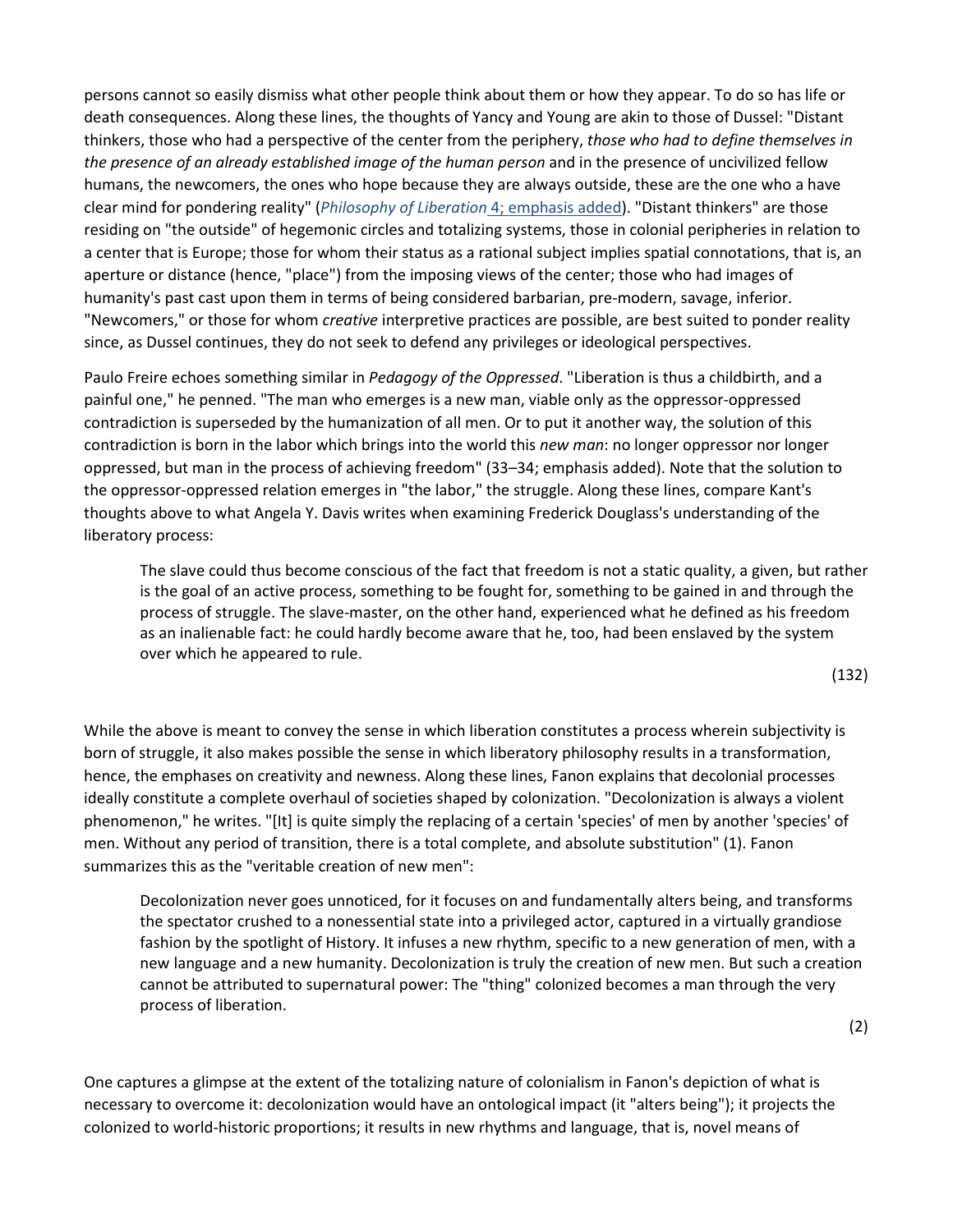persons cannot so easily dismiss what other people think about them or how they appear. To do so has life or death consequences. Along these lines, the thoughts of Yancy and Young are akin to those of Dussel: "Distant thinkers, those who had a perspective of the center from the periphery, *those who had to define themselves in the presence of an already established image of the human person* and in the presence of uncivilized fellow humans, the newcomers, the ones who hope because they are always outside, these are the one who a have clear mind for pondering reality" (*Philosophy of Liberation* 4; emphasis added). "Distant thinkers" are those residing on "the outside" of hegemonic circles and totalizing systems, those in colonial peripheries in relation to a center that is Europe; those for whom their status as a rational subject implies spatial connotations, that is, an aperture or distance (hence, "place") from the imposing views of the center; those who had images of humanity's past cast upon them in terms of being considered barbarian, pre-modern, savage, inferior. "Newcomers," or those for whom *creative* interpretive practices are possible, are best suited to ponder reality since, as Dussel continues, they do not seek to defend any privileges or ideological perspectives.

Paulo Freire echoes something similar in *Pedagogy of the Oppressed*. "Liberation is thus a childbirth, and a painful one," he penned. "The man who emerges is a new man, viable only as the oppressor-oppressed contradiction is superseded by the humanization of all men. Or to put it another way, the solution of this contradiction is born in the labor which brings into the world this *new man*: no longer oppressor nor longer oppressed, but man in the process of achieving freedom" (33–34; emphasis added). Note that the solution to the oppressor-oppressed relation emerges in "the labor," the struggle. Along these lines, compare Kant's thoughts above to what Angela Y. Davis writes when examining Frederick Douglass's understanding of the liberatory process:

> The slave could thus become conscious of the fact that freedom is not a static quality, a given, but rather is the goal of an active process, something to be fought for, something to be gained in and through the process of struggle. The slave-master, on the other hand, experienced what he defined as his freedom as an inalienable fact: he could hardly become aware that he, too, had been enslaved by the system over which he appeared to rule.
>
> (132)

While the above is meant to convey the sense in which liberation constitutes a process wherein subjectivity is born of struggle, it also makes possible the sense in which liberatory philosophy results in a transformation, hence, the emphases on creativity and newness. Along these lines, Fanon explains that decolonial processes ideally constitute a complete overhaul of societies shaped by colonization. "Decolonization is always a violent phenomenon," he writes. "[It] is quite simply the replacing of a certain 'species' of men by another 'species' of men. Without any period of transition, there is a total complete, and absolute substitution" (1). Fanon summarizes this as the "veritable creation of new men":

> Decolonization never goes unnoticed, for it focuses on and fundamentally alters being, and transforms the spectator crushed to a nonessential state into a privileged actor, captured in a virtually grandiose fashion by the spotlight of History. It infuses a new rhythm, specific to a new generation of men, with a new language and a new humanity. Decolonization is truly the creation of new men. But such a creation cannot be attributed to supernatural power: The "thing" colonized becomes a man through the very process of liberation.
>
> (2)

One captures a glimpse at the extent of the totalizing nature of colonialism in Fanon's depiction of what is necessary to overcome it: decolonization would have an ontological impact (it "alters being"); it projects the colonized to world-historic proportions; it results in new rhythms and language, that is, novel means of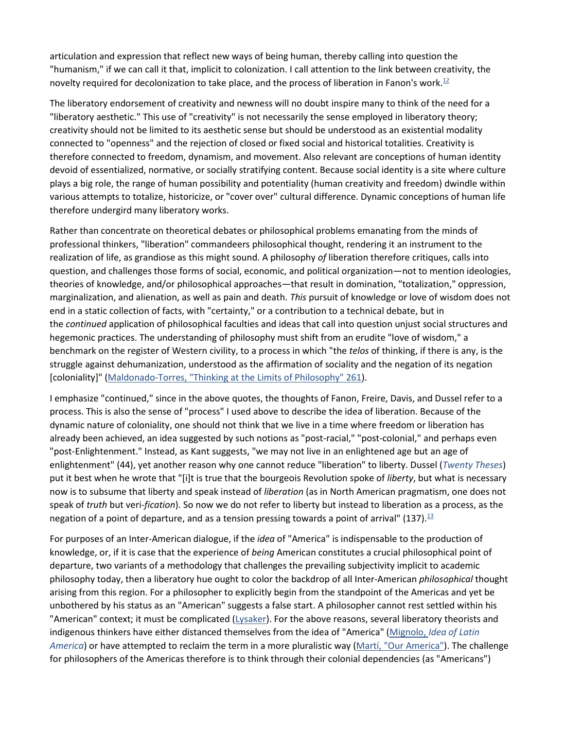articulation and expression that reflect new ways of being human, thereby calling into question the "humanism," if we can call it that, implicit to colonization. I call attention to the link between creativity, the novelty required for decolonization to take place, and the process of liberation in Fanon's work.[12]

The liberatory endorsement of creativity and newness will no doubt inspire many to think of the need for a "liberatory aesthetic." This use of "creativity" is not necessarily the sense employed in liberatory theory; creativity should not be limited to its aesthetic sense but should be understood as an existential modality connected to "openness" and the rejection of closed or fixed social and historical totalities. Creativity is therefore connected to freedom, dynamism, and movement. Also relevant are conceptions of human identity devoid of essentialized, normative, or socially stratifying content. Because social identity is a site where culture plays a big role, the range of human possibility and potentiality (human creativity and freedom) dwindle within various attempts to totalize, historicize, or "cover over" cultural difference. Dynamic conceptions of human life therefore undergird many liberatory works.

Rather than concentrate on theoretical debates or philosophical problems emanating from the minds of professional thinkers, "liberation" commandeers philosophical thought, rendering it an instrument to the realization of life, as grandiose as this might sound. A philosophy *of* liberation therefore critiques, calls into question, and challenges those forms of social, economic, and political organization—not to mention ideologies, theories of knowledge, and/or philosophical approaches—that result in domination, "totalization," oppression, marginalization, and alienation, as well as pain and death. *This* pursuit of knowledge or love of wisdom does not end in a static collection of facts, with "certainty," or a contribution to a technical debate, but in the *continued* application of philosophical faculties and ideas that call into question unjust social structures and hegemonic practices. The understanding of philosophy must shift from an erudite "love of wisdom," a benchmark on the register of Western civility, to a process in which "the *telos* of thinking, if there is any, is the struggle against dehumanization, understood as the affirmation of sociality and the negation of its negation [coloniality]" (Maldonado-Torres, "Thinking at the Limits of Philosophy" 261).

I emphasize "continued," since in the above quotes, the thoughts of Fanon, Freire, Davis, and Dussel refer to a process. This is also the sense of "process" I used above to describe the idea of liberation. Because of the dynamic nature of coloniality, one should not think that we live in a time where freedom or liberation has already been achieved, an idea suggested by such notions as "post-racial," "post-colonial," and perhaps even "post-Enlightenment." Instead, as Kant suggests, "we may not live in an enlightened age but an age of enlightenment" (44), yet another reason why one cannot reduce "liberation" to liberty. Dussel (*Twenty Theses*) put it best when he wrote that "[i]t is true that the bourgeois Revolution spoke of *liberty*, but what is necessary now is to subsume that liberty and speak instead of *liberation* (as in North American pragmatism, one does not speak of *truth* but veri-*fication*). So now we do not refer to liberty but instead to liberation as a process, as the negation of a point of departure, and as a tension pressing towards a point of arrival" (137).[13]

For purposes of an Inter-American dialogue, if the *idea* of "America" is indispensable to the production of knowledge, or, if it is case that the experience of *being* American constitutes a crucial philosophical point of departure, two variants of a methodology that challenges the prevailing subjectivity implicit to academic philosophy today, then a liberatory hue ought to color the backdrop of all Inter-American *philosophical* thought arising from this region. For a philosopher to explicitly begin from the standpoint of the Americas and yet be unbothered by his status as an "American" suggests a false start. A philosopher cannot rest settled within his "American" context; it must be complicated (Lysaker). For the above reasons, several liberatory theorists and indigenous thinkers have either distanced themselves from the idea of "America" (Mignolo, *Idea of Latin America*) or have attempted to reclaim the term in a more pluralistic way (Martí, "Our America"). The challenge for philosophers of the Americas therefore is to think through their colonial dependencies (as "Americans")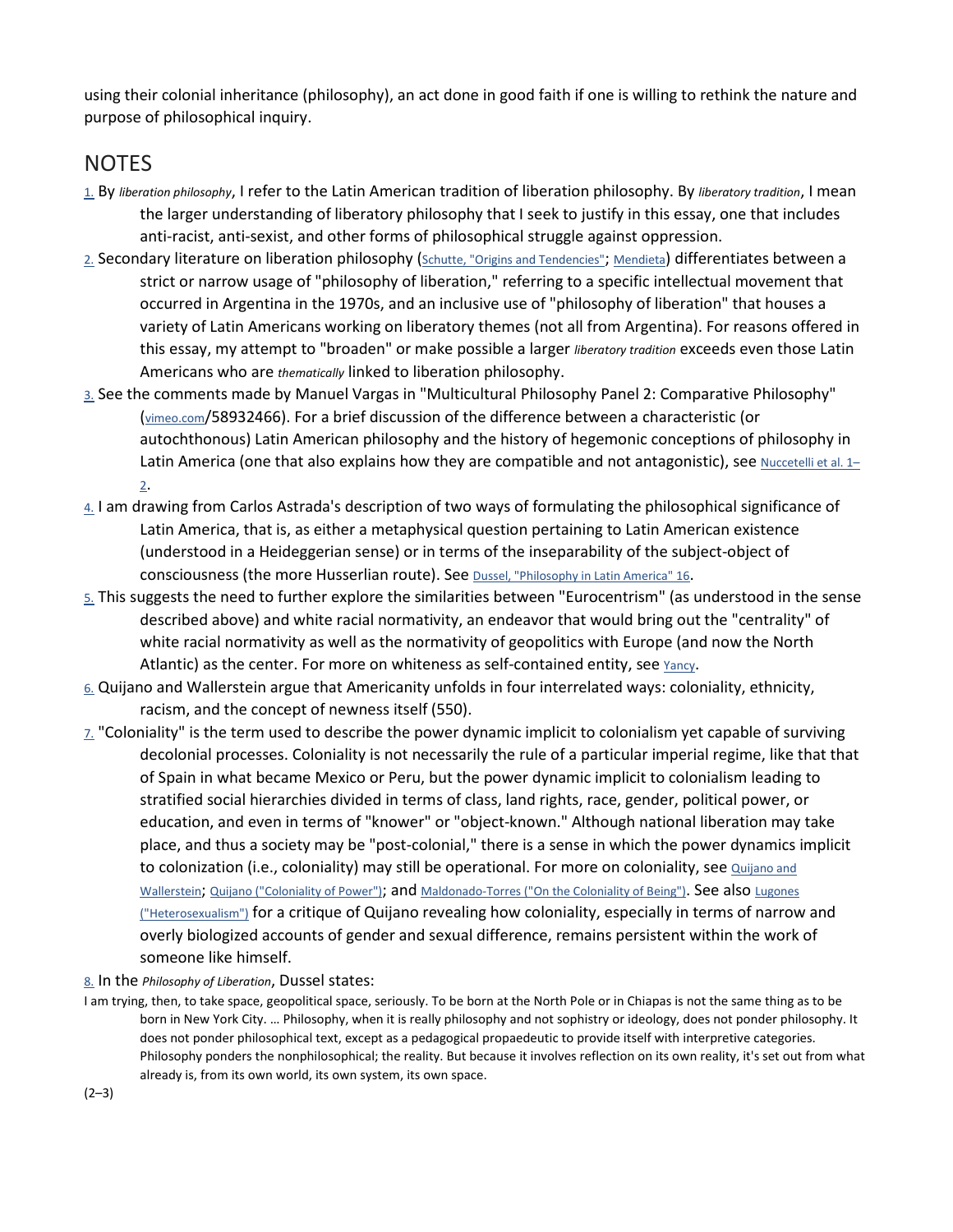using their colonial inheritance (philosophy), an act done in good faith if one is willing to rethink the nature and purpose of philosophical inquiry.

## NOTES

1. By *liberation philosophy*, I refer to the Latin American tradition of liberation philosophy. By *liberatory tradition*, I mean the larger understanding of liberatory philosophy that I seek to justify in this essay, one that includes anti-racist, anti-sexist, and other forms of philosophical struggle against oppression.
2. Secondary literature on liberation philosophy (Schutte, "Origins and Tendencies"; Mendieta) differentiates between a strict or narrow usage of "philosophy of liberation," referring to a specific intellectual movement that occurred in Argentina in the 1970s, and an inclusive use of "philosophy of liberation" that houses a variety of Latin Americans working on liberatory themes (not all from Argentina). For reasons offered in this essay, my attempt to "broaden" or make possible a larger *liberatory tradition* exceeds even those Latin Americans who are *thematically* linked to liberation philosophy.
3. See the comments made by Manuel Vargas in "Multicultural Philosophy Panel 2: Comparative Philosophy" (vimeo.com/58932466). For a brief discussion of the difference between a characteristic (or autochthonous) Latin American philosophy and the history of hegemonic conceptions of philosophy in Latin America (one that also explains how they are compatible and not antagonistic), see Nuccetelli et al. 1–2.
4. I am drawing from Carlos Astrada's description of two ways of formulating the philosophical significance of Latin America, that is, as either a metaphysical question pertaining to Latin American existence (understood in a Heideggerian sense) or in terms of the inseparability of the subject-object of consciousness (the more Husserlian route). See Dussel, "Philosophy in Latin America" 16.
5. This suggests the need to further explore the similarities between "Eurocentrism" (as understood in the sense described above) and white racial normativity, an endeavor that would bring out the "centrality" of white racial normativity as well as the normativity of geopolitics with Europe (and now the North Atlantic) as the center. For more on whiteness as self-contained entity, see Yancy.
6. Quijano and Wallerstein argue that Americanity unfolds in four interrelated ways: coloniality, ethnicity, racism, and the concept of newness itself (550).
7. "Coloniality" is the term used to describe the power dynamic implicit to colonialism yet capable of surviving decolonial processes. Coloniality is not necessarily the rule of a particular imperial regime, like that that of Spain in what became Mexico or Peru, but the power dynamic implicit to colonialism leading to stratified social hierarchies divided in terms of class, land rights, race, gender, political power, or education, and even in terms of "knower" or "object-known." Although national liberation may take place, and thus a society may be "post-colonial," there is a sense in which the power dynamics implicit to colonization (i.e., coloniality) may still be operational. For more on coloniality, see Quijano and Wallerstein; Quijano ("Coloniality of Power"); and Maldonado-Torres ("On the Coloniality of Being"). See also Lugones ("Heterosexualism") for a critique of Quijano revealing how coloniality, especially in terms of narrow and overly biologized accounts of gender and sexual difference, remains persistent within the work of someone like himself.
8. In the *Philosophy of Liberation*, Dussel states:

> I am trying, then, to take space, geopolitical space, seriously. To be born at the North Pole or in Chiapas is not the same thing as to be born in New York City. … Philosophy, when it is really philosophy and not sophistry or ideology, does not ponder philosophy. It does not ponder philosophical text, except as a pedagogical propaedeutic to provide itself with interpretive categories. Philosophy ponders the nonphilosophical; the reality. But because it involves reflection on its own reality, it's set out from what already is, from its own world, its own system, its own space.

(2–3)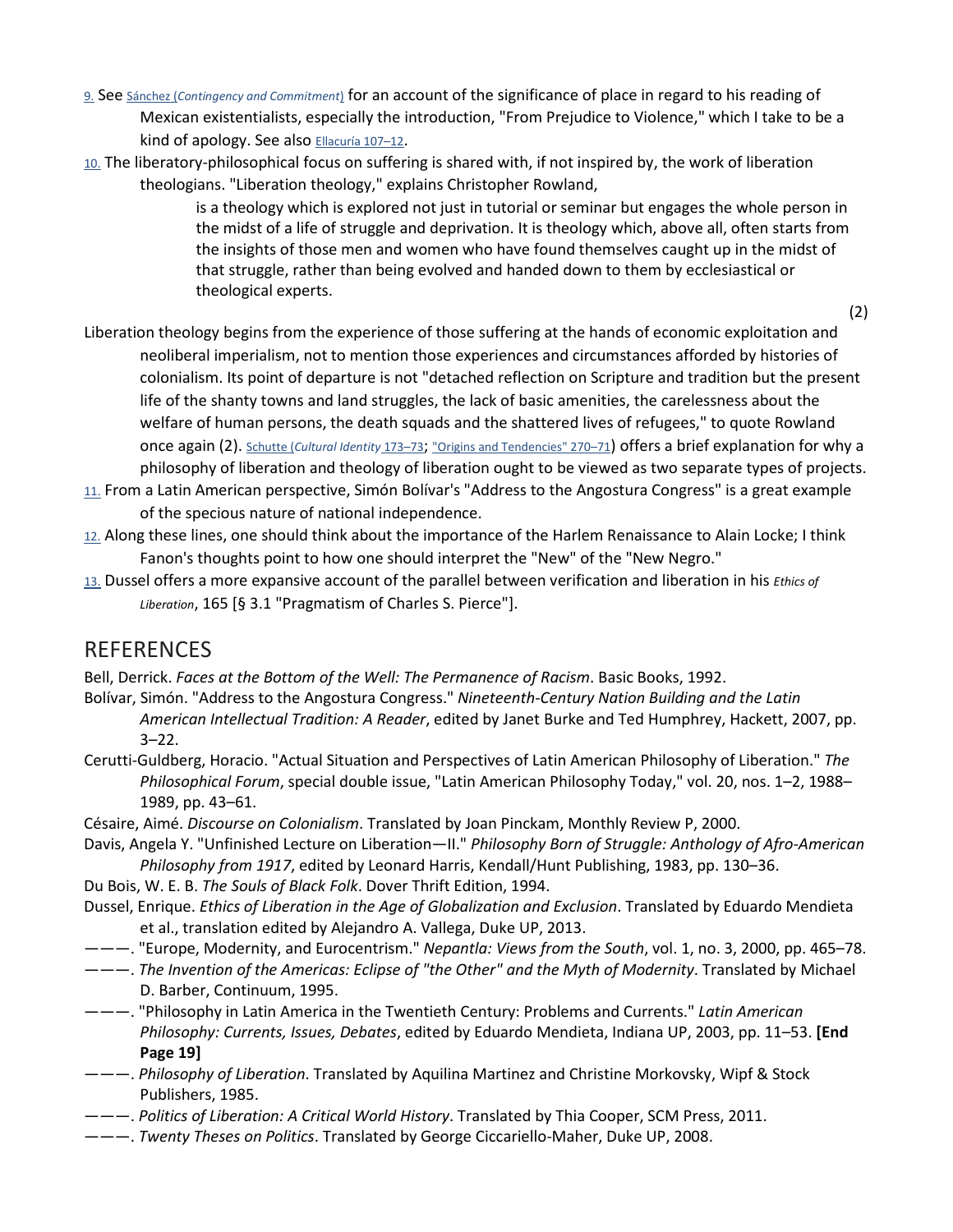9. See Sánchez (*Contingency and Commitment*) for an account of the significance of place in regard to his reading of Mexican existentialists, especially the introduction, "From Prejudice to Violence," which I take to be a kind of apology. See also Ellacuría 107–12.

10. The liberatory-philosophical focus on suffering is shared with, if not inspired by, the work of liberation theologians. "Liberation theology," explains Christopher Rowland,

> is a theology which is explored not just in tutorial or seminar but engages the whole person in the midst of a life of struggle and deprivation. It is theology which, above all, often starts from the insights of those men and women who have found themselves caught up in the midst of that struggle, rather than being evolved and handed down to them by ecclesiastical or theological experts.
>
> (2)

Liberation theology begins from the experience of those suffering at the hands of economic exploitation and neoliberal imperialism, not to mention those experiences and circumstances afforded by histories of colonialism. Its point of departure is not "detached reflection on Scripture and tradition but the present life of the shanty towns and land struggles, the lack of basic amenities, the carelessness about the welfare of human persons, the death squads and the shattered lives of refugees," to quote Rowland once again (2). Schutte (*Cultural Identity* 173–73; "Origins and Tendencies" 270–71) offers a brief explanation for why a philosophy of liberation and theology of liberation ought to be viewed as two separate types of projects.

11. From a Latin American perspective, Simón Bolívar's "Address to the Angostura Congress" is a great example of the specious nature of national independence.

12. Along these lines, one should think about the importance of the Harlem Renaissance to Alain Locke; I think Fanon's thoughts point to how one should interpret the "New" of the "New Negro."

13. Dussel offers a more expansive account of the parallel between verification and liberation in his *Ethics of Liberation*, 165 [§ 3.1 "Pragmatism of Charles S. Pierce"].

## REFERENCES

Bell, Derrick. *Faces at the Bottom of the Well: The Permanence of Racism*. Basic Books, 1992.

Bolívar, Simón. "Address to the Angostura Congress." *Nineteenth-Century Nation Building and the Latin American Intellectual Tradition: A Reader*, edited by Janet Burke and Ted Humphrey, Hackett, 2007, pp. 3–22.

Cerutti-Guldberg, Horacio. "Actual Situation and Perspectives of Latin American Philosophy of Liberation." *The Philosophical Forum*, special double issue, "Latin American Philosophy Today," vol. 20, nos. 1–2, 1988–1989, pp. 43–61.

Césaire, Aimé. *Discourse on Colonialism*. Translated by Joan Pinckam, Monthly Review P, 2000.

Davis, Angela Y. "Unfinished Lecture on Liberation—II." *Philosophy Born of Struggle: Anthology of Afro-American Philosophy from 1917*, edited by Leonard Harris, Kendall/Hunt Publishing, 1983, pp. 130–36.

Du Bois, W. E. B. *The Souls of Black Folk*. Dover Thrift Edition, 1994.

Dussel, Enrique. *Ethics of Liberation in the Age of Globalization and Exclusion*. Translated by Eduardo Mendieta et al., translation edited by Alejandro A. Vallega, Duke UP, 2013.

———. "Europe, Modernity, and Eurocentrism." *Nepantla: Views from the South*, vol. 1, no. 3, 2000, pp. 465–78.

———. *The Invention of the Americas: Eclipse of "the Other" and the Myth of Modernity*. Translated by Michael D. Barber, Continuum, 1995.

———. "Philosophy in Latin America in the Twentieth Century: Problems and Currents." *Latin American Philosophy: Currents, Issues, Debates*, edited by Eduardo Mendieta, Indiana UP, 2003, pp. 11–53. **[End Page 19]**

———. *Philosophy of Liberation*. Translated by Aquilina Martinez and Christine Morkovsky, Wipf & Stock Publishers, 1985.

———. *Politics of Liberation: A Critical World History*. Translated by Thia Cooper, SCM Press, 2011.

———. *Twenty Theses on Politics*. Translated by George Ciccariello-Maher, Duke UP, 2008.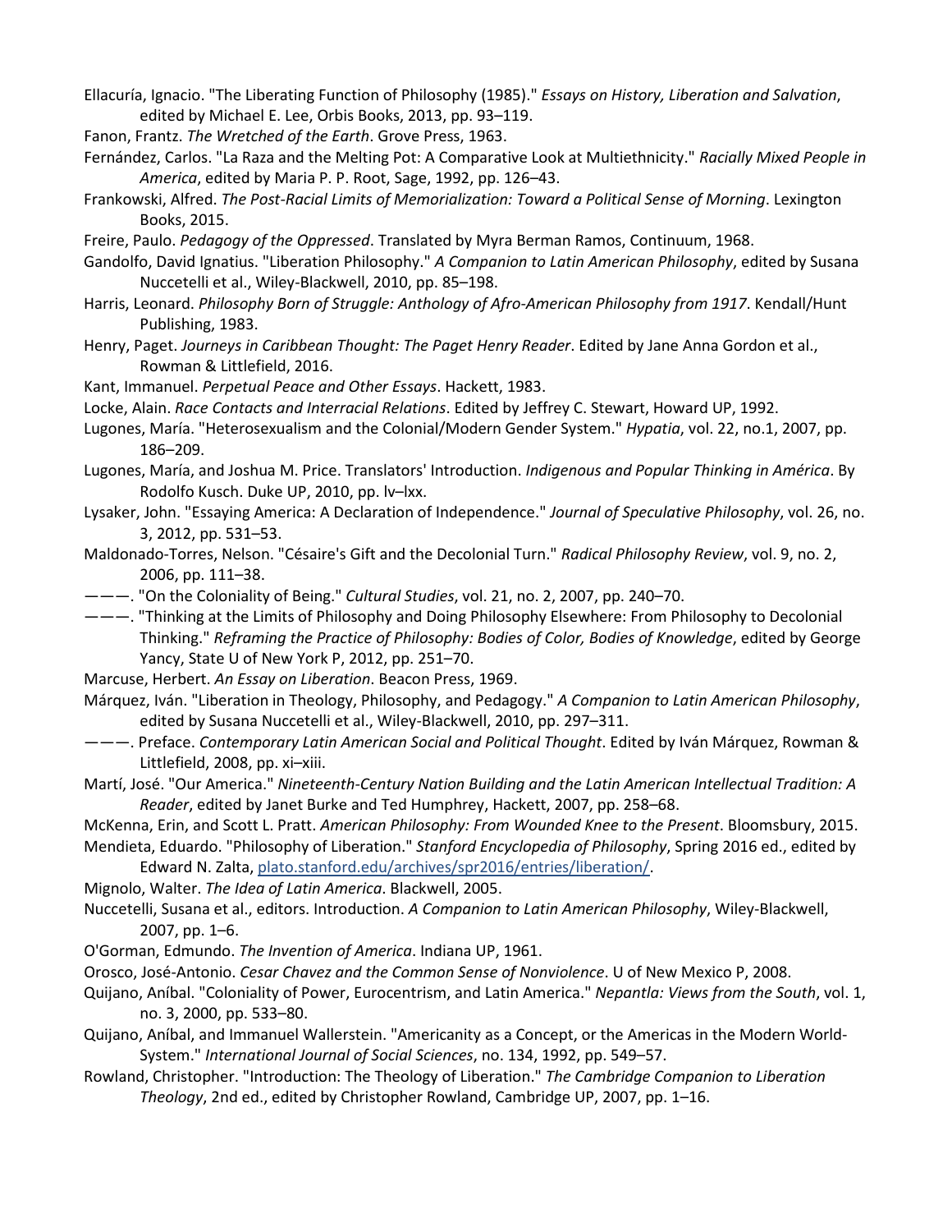Ellacuría, Ignacio. "The Liberating Function of Philosophy (1985)." *Essays on History, Liberation and Salvation*, edited by Michael E. Lee, Orbis Books, 2013, pp. 93–119.

Fanon, Frantz. *The Wretched of the Earth*. Grove Press, 1963.

Fernández, Carlos. "La Raza and the Melting Pot: A Comparative Look at Multiethnicity." *Racially Mixed People in America*, edited by Maria P. P. Root, Sage, 1992, pp. 126–43.

Frankowski, Alfred. *The Post-Racial Limits of Memorialization: Toward a Political Sense of Morning*. Lexington Books, 2015.

Freire, Paulo. *Pedagogy of the Oppressed*. Translated by Myra Berman Ramos, Continuum, 1968.

Gandolfo, David Ignatius. "Liberation Philosophy." *A Companion to Latin American Philosophy*, edited by Susana Nuccetelli et al., Wiley-Blackwell, 2010, pp. 85–198.

Harris, Leonard. *Philosophy Born of Struggle: Anthology of Afro-American Philosophy from 1917*. Kendall/Hunt Publishing, 1983.

Henry, Paget. *Journeys in Caribbean Thought: The Paget Henry Reader*. Edited by Jane Anna Gordon et al., Rowman & Littlefield, 2016.

Kant, Immanuel. *Perpetual Peace and Other Essays*. Hackett, 1983.

Locke, Alain. *Race Contacts and Interracial Relations*. Edited by Jeffrey C. Stewart, Howard UP, 1992.

Lugones, María. "Heterosexualism and the Colonial/Modern Gender System." *Hypatia*, vol. 22, no.1, 2007, pp. 186–209.

Lugones, María, and Joshua M. Price. Translators' Introduction. *Indigenous and Popular Thinking in América*. By Rodolfo Kusch. Duke UP, 2010, pp. lv–lxx.

Lysaker, John. "Essaying America: A Declaration of Independence." *Journal of Speculative Philosophy*, vol. 26, no. 3, 2012, pp. 531–53.

Maldonado-Torres, Nelson. "Césaire's Gift and the Decolonial Turn." *Radical Philosophy Review*, vol. 9, no. 2, 2006, pp. 111–38.

———. "On the Coloniality of Being." *Cultural Studies*, vol. 21, no. 2, 2007, pp. 240–70.

———. "Thinking at the Limits of Philosophy and Doing Philosophy Elsewhere: From Philosophy to Decolonial Thinking." *Reframing the Practice of Philosophy: Bodies of Color, Bodies of Knowledge*, edited by George Yancy, State U of New York P, 2012, pp. 251–70.

Marcuse, Herbert. *An Essay on Liberation*. Beacon Press, 1969.

Márquez, Iván. "Liberation in Theology, Philosophy, and Pedagogy." *A Companion to Latin American Philosophy*, edited by Susana Nuccetelli et al., Wiley-Blackwell, 2010, pp. 297–311.

———. Preface. *Contemporary Latin American Social and Political Thought*. Edited by Iván Márquez, Rowman & Littlefield, 2008, pp. xi–xiii.

Martí, José. "Our America." *Nineteenth-Century Nation Building and the Latin American Intellectual Tradition: A Reader*, edited by Janet Burke and Ted Humphrey, Hackett, 2007, pp. 258–68.

McKenna, Erin, and Scott L. Pratt. *American Philosophy: From Wounded Knee to the Present*. Bloomsbury, 2015.

Mendieta, Eduardo. "Philosophy of Liberation." *Stanford Encyclopedia of Philosophy*, Spring 2016 ed., edited by Edward N. Zalta, plato.stanford.edu/archives/spr2016/entries/liberation/.

Mignolo, Walter. *The Idea of Latin America*. Blackwell, 2005.

Nuccetelli, Susana et al., editors. Introduction. *A Companion to Latin American Philosophy*, Wiley-Blackwell, 2007, pp. 1–6.

O'Gorman, Edmundo. *The Invention of America*. Indiana UP, 1961.

Orosco, José-Antonio. *Cesar Chavez and the Common Sense of Nonviolence*. U of New Mexico P, 2008.

Quijano, Aníbal. "Coloniality of Power, Eurocentrism, and Latin America." *Nepantla: Views from the South*, vol. 1, no. 3, 2000, pp. 533–80.

Quijano, Aníbal, and Immanuel Wallerstein. "Americanity as a Concept, or the Americas in the Modern World-System." *International Journal of Social Sciences*, no. 134, 1992, pp. 549–57.

Rowland, Christopher. "Introduction: The Theology of Liberation." *The Cambridge Companion to Liberation Theology*, 2nd ed., edited by Christopher Rowland, Cambridge UP, 2007, pp. 1–16.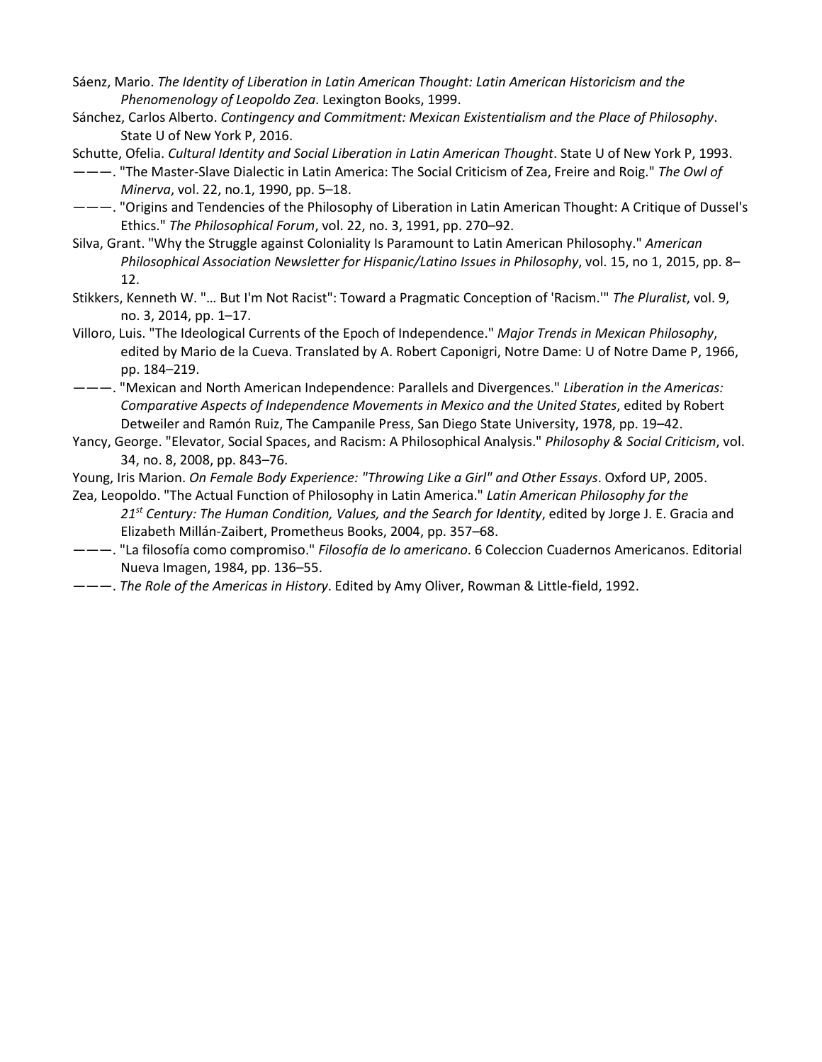Sáenz, Mario. *The Identity of Liberation in Latin American Thought: Latin American Historicism and the Phenomenology of Leopoldo Zea*. Lexington Books, 1999.

Sánchez, Carlos Alberto. *Contingency and Commitment: Mexican Existentialism and the Place of Philosophy*. State U of New York P, 2016.

Schutte, Ofelia. *Cultural Identity and Social Liberation in Latin American Thought*. State U of New York P, 1993.

———. "The Master-Slave Dialectic in Latin America: The Social Criticism of Zea, Freire and Roig." *The Owl of Minerva*, vol. 22, no.1, 1990, pp. 5–18.

———. "Origins and Tendencies of the Philosophy of Liberation in Latin American Thought: A Critique of Dussel's Ethics." *The Philosophical Forum*, vol. 22, no. 3, 1991, pp. 270–92.

Silva, Grant. "Why the Struggle against Coloniality Is Paramount to Latin American Philosophy." *American Philosophical Association Newsletter for Hispanic/Latino Issues in Philosophy*, vol. 15, no 1, 2015, pp. 8–12.

Stikkers, Kenneth W. "… But I'm Not Racist": Toward a Pragmatic Conception of 'Racism.'" *The Pluralist*, vol. 9, no. 3, 2014, pp. 1–17.

Villoro, Luis. "The Ideological Currents of the Epoch of Independence." *Major Trends in Mexican Philosophy*, edited by Mario de la Cueva. Translated by A. Robert Caponigri, Notre Dame: U of Notre Dame P, 1966, pp. 184–219.

———. "Mexican and North American Independence: Parallels and Divergences." *Liberation in the Americas: Comparative Aspects of Independence Movements in Mexico and the United States*, edited by Robert Detweiler and Ramón Ruiz, The Campanile Press, San Diego State University, 1978, pp. 19–42.

Yancy, George. "Elevator, Social Spaces, and Racism: A Philosophical Analysis." *Philosophy & Social Criticism*, vol. 34, no. 8, 2008, pp. 843–76.

Young, Iris Marion. *On Female Body Experience: "Throwing Like a Girl" and Other Essays*. Oxford UP, 2005.

Zea, Leopoldo. "The Actual Function of Philosophy in Latin America." *Latin American Philosophy for the 21st Century: The Human Condition, Values, and the Search for Identity*, edited by Jorge J. E. Gracia and Elizabeth Millán-Zaibert, Prometheus Books, 2004, pp. 357–68.

———. "La filosofía como compromiso." *Filosofía de lo americano*. 6 Coleccion Cuadernos Americanos. Editorial Nueva Imagen, 1984, pp. 136–55.

———. *The Role of the Americas in History*. Edited by Amy Oliver, Rowman & Little-field, 1992.